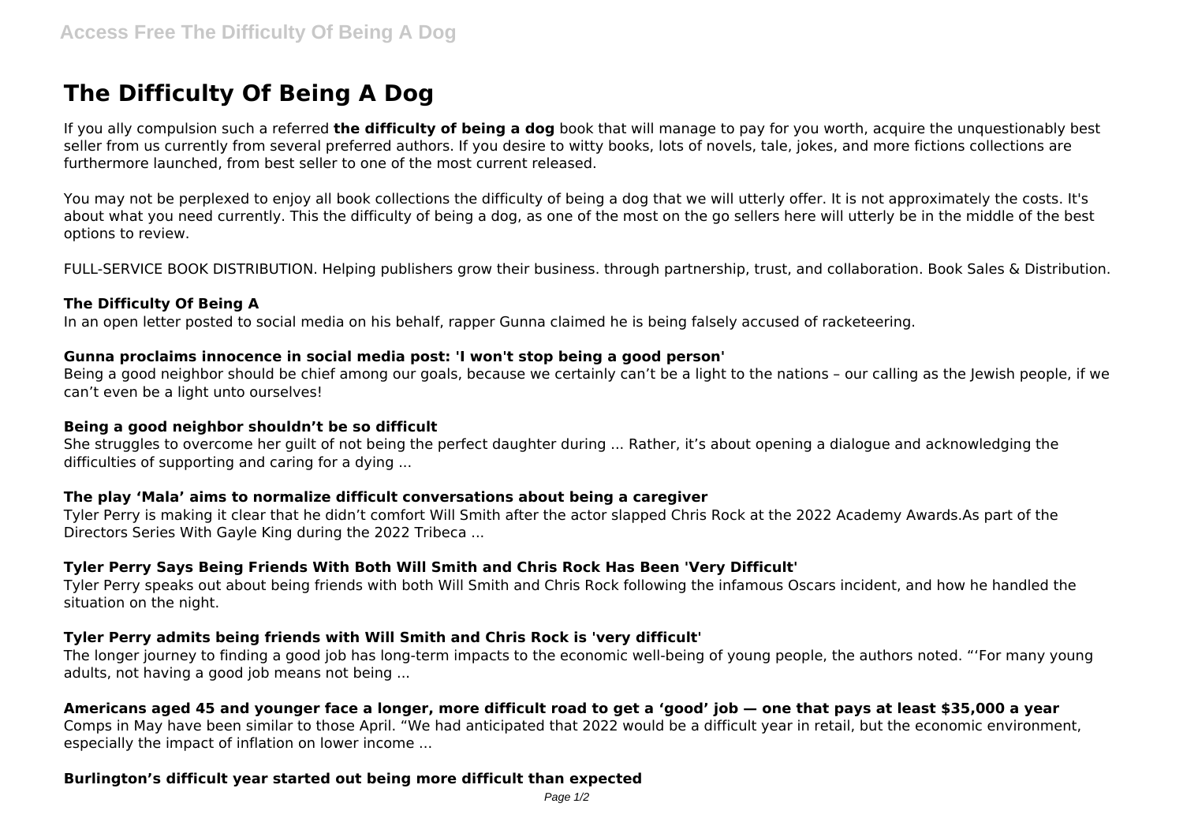# The Difficulty Of Being A Dog

If you ally compulsion such a referred **the difficulty of being a dog** book that will manage to pay for you worth, acquire the unquestionably best seller from us currently from several preferred authors. If you desire to witty books, lots of novels, tale, jokes, and more fictions collections are furthermore launched, from best seller to one of the most current released.

You may not be perplexed to enjoy all book collections the difficulty of being a dog that we will utterly offer. It is not approximately the costs. It's about what you need currently. This the difficulty of being a dog, as one of the most on the go sellers here will utterly be in the middle of the best options to review.

FULL-SERVICE BOOK DISTRIBUTION. Helping publishers grow their business. through partnership, trust, and collaboration. Book Sales & Distribution.

### The Difficulty Of Being A

In an open letter posted to social media on his behalf, rapper Gunna claimed he is being falsely accused of racketeering.

### Gunna proclaims innocence in social media post: 'I won't stop being a good person'

Being a good neighbor should be chief among our goals, because we certainly can't be a light to the nations – our calling as the Jewish people, if we can't even be a light unto ourselves!

### Being a good neighbor shouldn't be so difficult

She struggles to overcome her guilt of not being the perfect daughter during ... Rather, it's about opening a dialogue and acknowledging the difficulties of supporting and caring for a dying ...

### The play 'Mala' aims to normalize difficult conversations about being a caregiver

Tyler Perry is making it clear that he didn't comfort Will Smith after the actor slapped Chris Rock at the 2022 Academy Awards.As part of the Directors Series With Gayle King during the 2022 Tribeca ...

### Tyler Perry Says Being Friends With Both Will Smith and Chris Rock Has Been 'Very Difficult'

Tyler Perry speaks out about being friends with both Will Smith and Chris Rock following the infamous Oscars incident, and how he handled the situation on the night.

### Tyler Perry admits being friends with Will Smith and Chris Rock is 'very difficult'

The longer journey to finding a good job has long-term impacts to the economic well-being of young people, the authors noted. "'For many young adults, not having a good job means not being ...

### Americans aged 45 and younger face a longer, more difficult road to get a 'good' job — one that pays at least $35,000 a year

Comps in May have been similar to those April. "We had anticipated that 2022 would be a difficult year in retail, but the economic environment, especially the impact of inflation on lower income ...

### Burlington's difficult year started out being more difficult than expected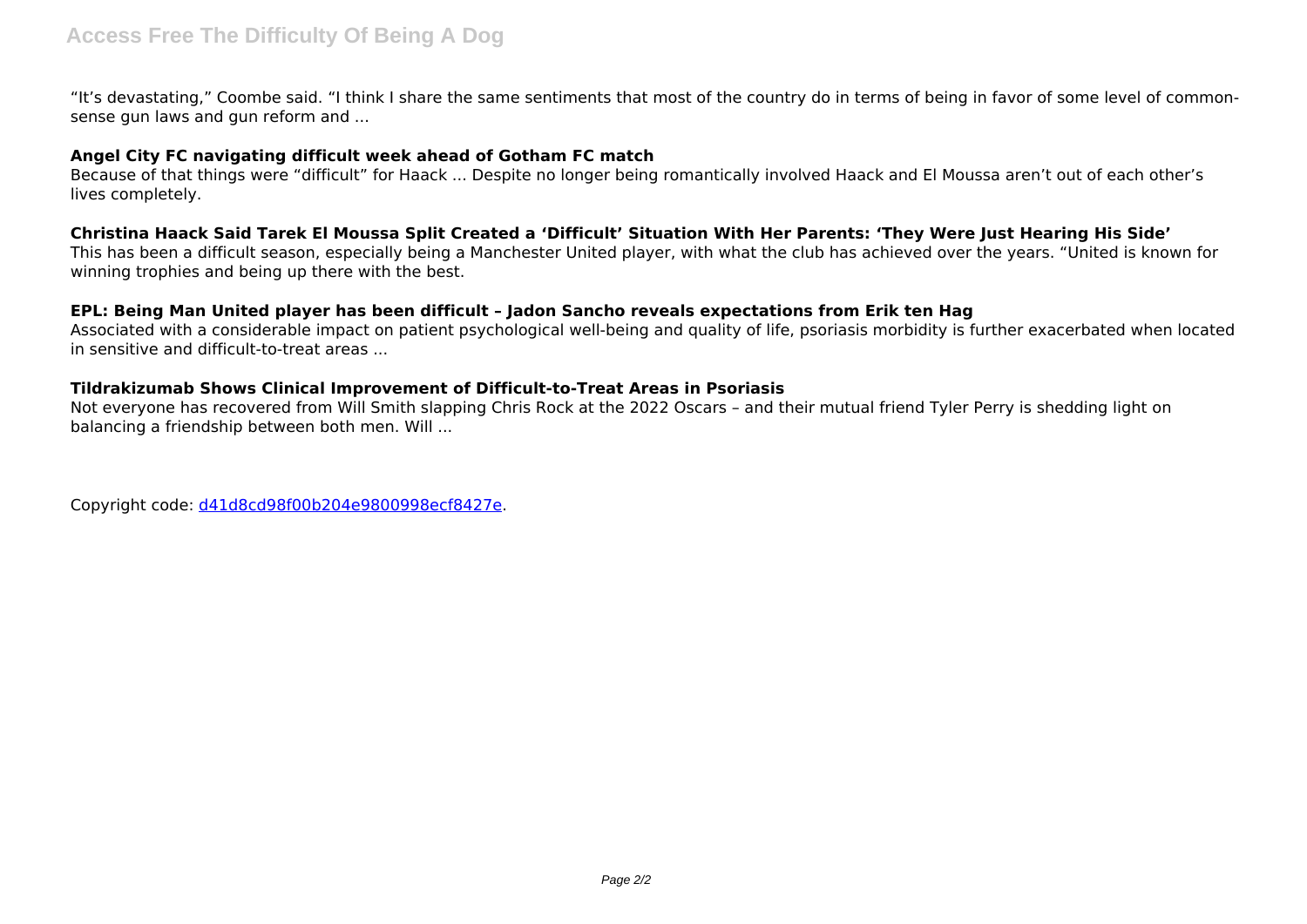"It's devastating," Coombe said. "I think I share the same sentiments that most of the country do in terms of being in favor of some level of common-sense gun laws and gun reform and ...

### Angel City FC navigating difficult week ahead of Gotham FC match

Because of that things were "difficult" for Haack ... Despite no longer being romantically involved Haack and El Moussa aren't out of each other's lives completely.

### Christina Haack Said Tarek El Moussa Split Created a 'Difficult' Situation With Her Parents: 'They Were Just Hearing His Side'

This has been a difficult season, especially being a Manchester United player, with what the club has achieved over the years. "United is known for winning trophies and being up there with the best.

### EPL: Being Man United player has been difficult – Jadon Sancho reveals expectations from Erik ten Hag

Associated with a considerable impact on patient psychological well-being and quality of life, psoriasis morbidity is further exacerbated when located in sensitive and difficult-to-treat areas ...

### Tildrakizumab Shows Clinical Improvement of Difficult-to-Treat Areas in Psoriasis

Not everyone has recovered from Will Smith slapping Chris Rock at the 2022 Oscars – and their mutual friend Tyler Perry is shedding light on balancing a friendship between both men. Will ...

Copyright code: d41d8cd98f00b204e9800998ecf8427e.